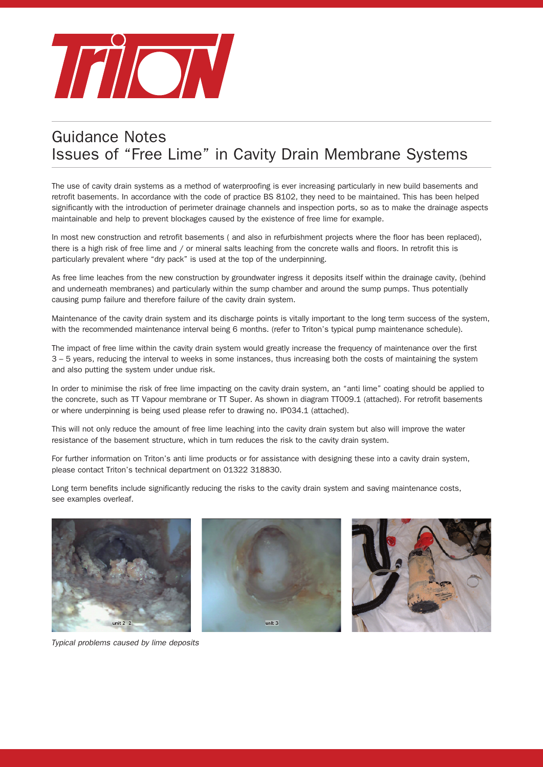# Guidance Notes
## Issues of "Free Lime" in Cavity Drain Membrane Systems

The use of cavity drain systems as a method of waterproofing is ever increasing particularly in new build basements and retrofit basements. In accordance with the code of practice BS 8102, they need to be maintained. This has been helped significantly with the introduction of perimeter drainage channels and inspection ports, so as to make the drainage aspects maintainable and help to prevent blockages caused by the existence of free lime for example.

In most new construction and retrofit basements ( and also in refurbishment projects where the floor has been replaced), there is a high risk of free lime and / or mineral salts leaching from the concrete walls and floors. In retrofit this is particularly prevalent where "dry pack" is used at the top of the underpinning.

As free lime leaches from the new construction by groundwater ingress it deposits itself within the drainage cavity, (behind and underneath membranes) and particularly within the sump chamber and around the sump pumps. Thus potentially causing pump failure and therefore failure of the cavity drain system.

Maintenance of the cavity drain system and its discharge points is vitally important to the long term success of the system, with the recommended maintenance interval being 6 months. (refer to Triton's typical pump maintenance schedule).

The impact of free lime within the cavity drain system would greatly increase the frequency of maintenance over the first 3 – 5 years, reducing the interval to weeks in some instances, thus increasing both the costs of maintaining the system and also putting the system under undue risk.

In order to minimise the risk of free lime impacting on the cavity drain system, an "anti lime" coating should be applied to the concrete, such as TT Vapour membrane or TT Super. As shown in diagram TT009.1 (attached). For retrofit basements or where underpinning is being used please refer to drawing no. IP034.1 (attached).

This will not only reduce the amount of free lime leaching into the cavity drain system but also will improve the water resistance of the basement structure, which in turn reduces the risk to the cavity drain system.

For further information on Triton's anti lime products or for assistance with designing these into a cavity drain system, please contact Triton's technical department on 01322 318830.

Long term benefits include significantly reducing the risks to the cavity drain system and saving maintenance costs, see examples overleaf.

*Typical problems caused by lime deposits*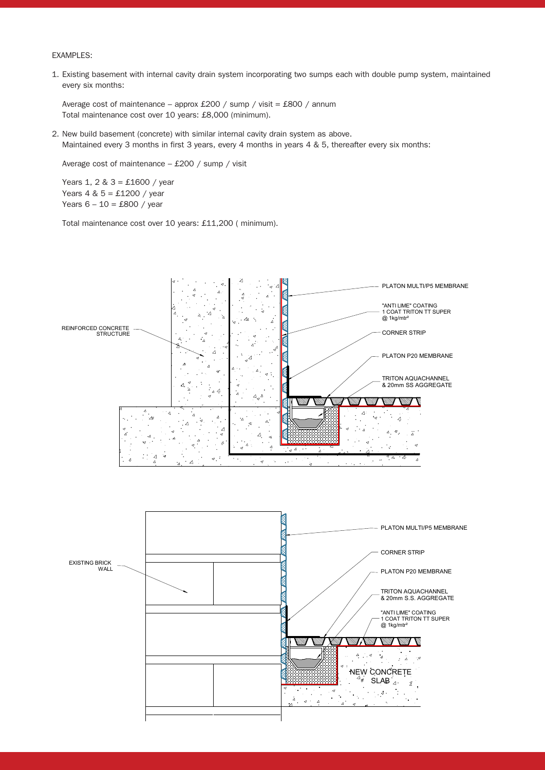EXAMPLES:

1. Existing basement with internal cavity drain system incorporating two sumps each with double pump system, maintained every six months:

   Average cost of maintenance – approx £200 / sump / visit = £800 / annum
   Total maintenance cost over 10 years: £8,000 (minimum).

2. New build basement (concrete) with similar internal cavity drain system as above.
   Maintained every 3 months in first 3 years, every 4 months in years 4 & 5, thereafter every six months:

   Average cost of maintenance – £200 / sump / visit

   Years 1, 2 & 3 = £1600 / year
   Years 4 & 5 = £1200 / year
   Years 6 – 10 = £800 / year

   Total maintenance cost over 10 years: £11,200 ( minimum).

REINFORCED CONCRETE STRUCTURE

PLATON MULTI/P5 MEMBRANE

"ANTI LIME" COATING
1 COAT TRITON TT SUPER
@ 1kg/mtr²

CORNER STRIP

PLATON P20 MEMBRANE

TRITON AQUACHANNEL
& 20mm SS AGGREGATE

EXISTING BRICK WALL

PLATON MULTI/P5 MEMBRANE

CORNER STRIP

PLATON P20 MEMBRANE

TRITON AQUACHANNEL
& 20mm S.S. AGGREGATE

"ANTI LIME" COATING
1 COAT TRITON TT SUPER
@ 1kg/mtr²

NEW CONCRETE SLAB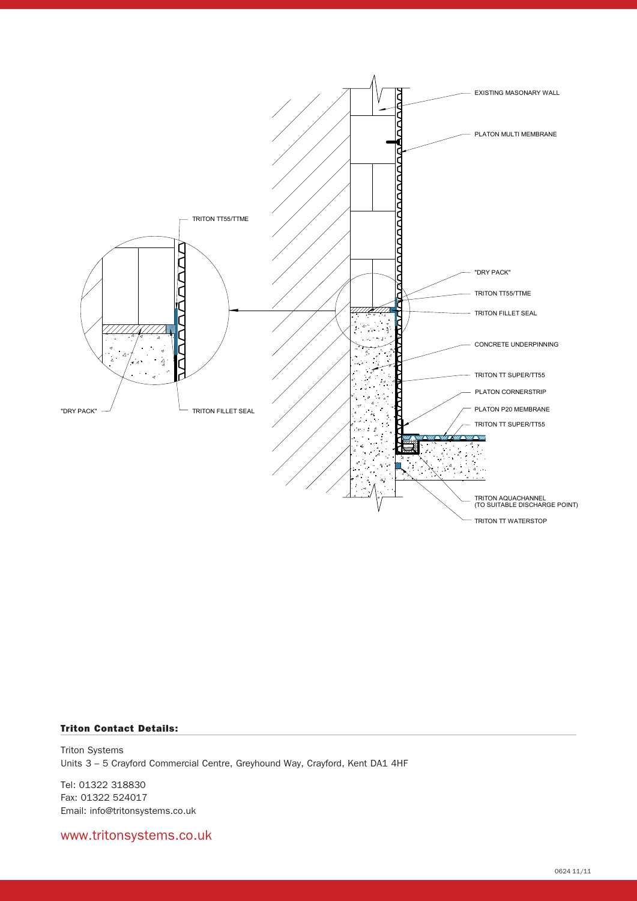EXISTING MASONARY WALL

PLATON MULTI MEMBRANE

TRITON TT55/TTME

"DRY PACK"

TRITON TT55/TTME

TRITON FILLET SEAL

CONCRETE UNDERPINNING

TRITON TT SUPER/TT55

PLATON CORNERSTRIP

PLATON P20 MEMBRANE

TRITON TT SUPER/TT55

"DRY PACK"

TRITON FILLET SEAL

TRITON AQUACHANNEL
(TO SUITABLE DISCHARGE POINT)

TRITON TT WATERSTOP

**Triton Contact Details:**

Triton Systems
Units 3 – 5 Crayford Commercial Centre, Greyhound Way, Crayford, Kent DA1 4HF

Tel: 01322 318830
Fax: 01322 524017
Email: info@tritonsystems.co.uk

www.tritonsystems.co.uk

0624 11/11